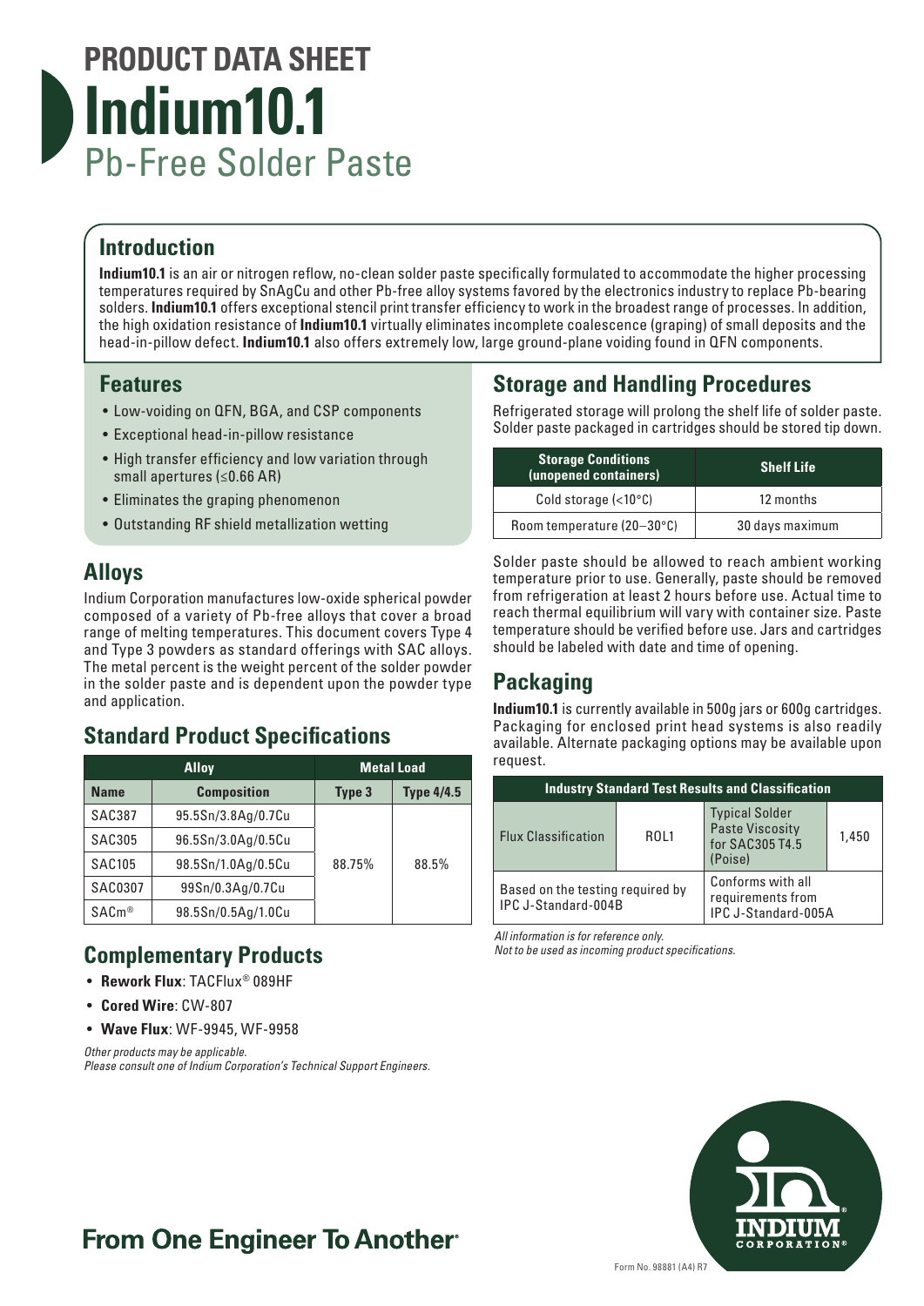# PRODUCT DATA SHEET

# Indium10.1

## Pb-Free Solder Paste

## Introduction

**Indium10.1** is an air or nitrogen reflow, no-clean solder paste specifically formulated to accommodate the higher processing temperatures required by SnAgCu and other Pb-free alloy systems favored by the electronics industry to replace Pb-bearing solders. **Indium10.1** offers exceptional stencil print transfer efficiency to work in the broadest range of processes. In addition, the high oxidation resistance of **Indium10.1** virtually eliminates incomplete coalescence (graping) of small deposits and the head-in-pillow defect. **Indium10.1** also offers extremely low, large ground-plane voiding found in QFN components.

## Features

- Low-voiding on QFN, BGA, and CSP components
- Exceptional head-in-pillow resistance
- High transfer efficiency and low variation through small apertures (≤0.66 AR)
- Eliminates the graping phenomenon
- Outstanding RF shield metallization wetting

## Alloys

Indium Corporation manufactures low-oxide spherical powder composed of a variety of Pb-free alloys that cover a broad range of melting temperatures. This document covers Type 4 and Type 3 powders as standard offerings with SAC alloys. The metal percent is the weight percent of the solder powder in the solder paste and is dependent upon the powder type and application.

## Standard Product Specifications

| Alloy | | Metal Load | |
|---|---|---|---|
| **Name** | **Composition** | **Type 3** | **Type 4/4.5** |
| SAC387 | 95.5Sn/3.8Ag/0.7Cu | 88.75% | 88.5% |
| SAC305 | 96.5Sn/3.0Ag/0.5Cu | | |
| SAC105 | 98.5Sn/1.0Ag/0.5Cu | | |
| SAC0307 | 99Sn/0.3Ag/0.7Cu | | |
| SACm® | 98.5Sn/0.5Ag/1.0Cu | | |

## Complementary Products

- **Rework Flux**: TACFlux® 089HF
- **Cored Wire**: CW-807
- **Wave Flux**: WF-9945, WF-9958

*Other products may be applicable.*
*Please consult one of Indium Corporation's Technical Support Engineers.*

## Storage and Handling Procedures

Refrigerated storage will prolong the shelf life of solder paste. Solder paste packaged in cartridges should be stored tip down.

| Storage Conditions (unopened containers) | Shelf Life |
|---|---|
| Cold storage (<10°C) | 12 months |
| Room temperature (20–30°C) | 30 days maximum |

Solder paste should be allowed to reach ambient working temperature prior to use. Generally, paste should be removed from refrigeration at least 2 hours before use. Actual time to reach thermal equilibrium will vary with container size. Paste temperature should be verified before use. Jars and cartridges should be labeled with date and time of opening.

## Packaging

**Indium10.1** is currently available in 500g jars or 600g cartridges. Packaging for enclosed print head systems is also readily available. Alternate packaging options may be available upon request.

| Industry Standard Test Results and Classification | | | |
|---|---|---|---|
| Flux Classification | ROL1 | Typical Solder Paste Viscosity for SAC305 T4.5 (Poise) | 1,450 |
| Based on the testing required by IPC J-Standard-004B | | Conforms with all requirements from IPC J-Standard-005A | |

*All information is for reference only.*
*Not to be used as incoming product specifications.*

**From One Engineer To Another®**

Form No. 98881 (A4) R7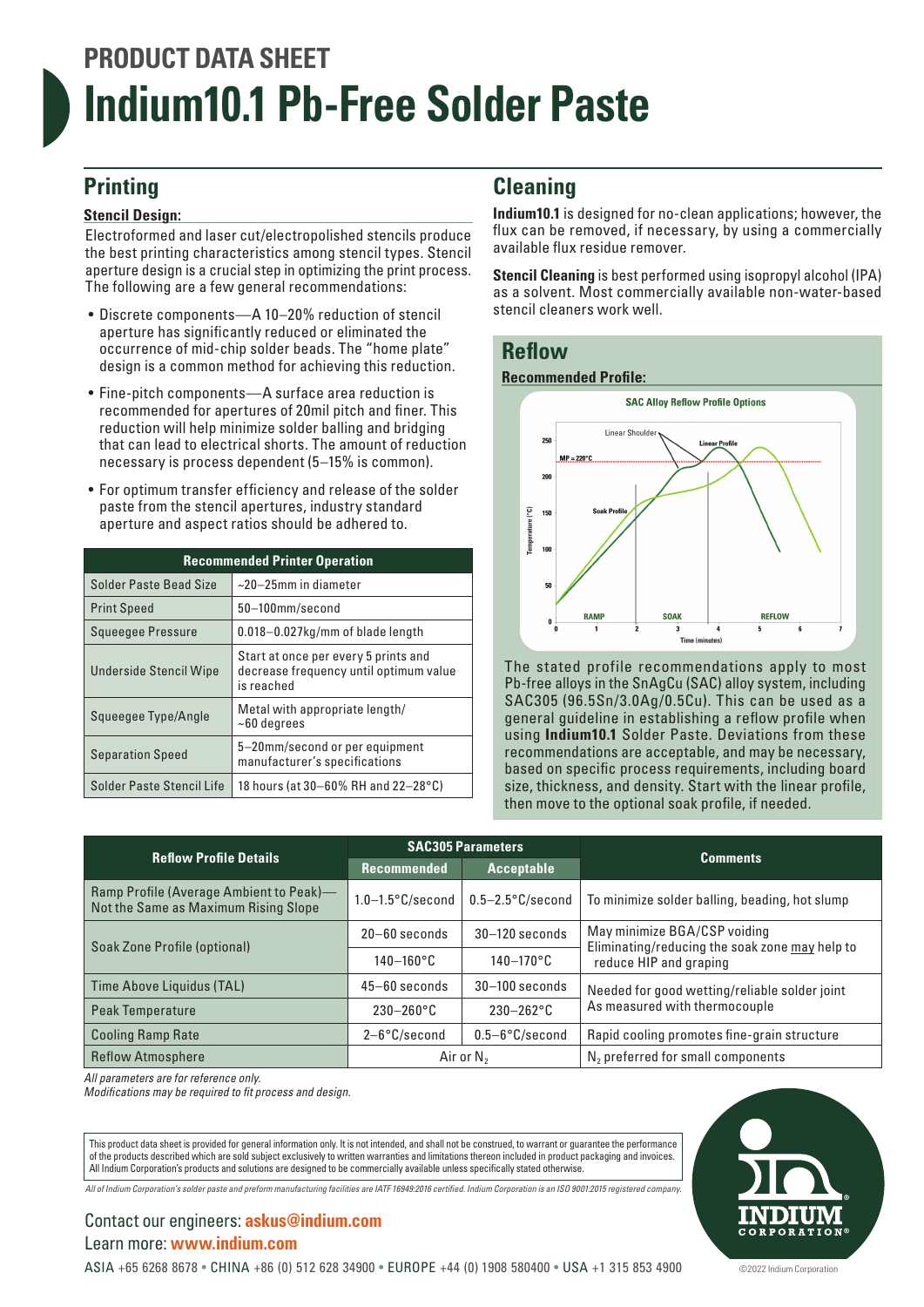# PRODUCT DATA SHEET
# Indium10.1 Pb-Free Solder Paste

## Printing

### Stencil Design:

Electroformed and laser cut/electropolished stencils produce the best printing characteristics among stencil types. Stencil aperture design is a crucial step in optimizing the print process. The following are a few general recommendations:

- Discrete components—A 10–20% reduction of stencil aperture has significantly reduced or eliminated the occurrence of mid-chip solder beads. The "home plate" design is a common method for achieving this reduction.
- Fine-pitch components—A surface area reduction is recommended for apertures of 20mil pitch and finer. This reduction will help minimize solder balling and bridging that can lead to electrical shorts. The amount of reduction necessary is process dependent (5–15% is common).
- For optimum transfer efficiency and release of the solder paste from the stencil apertures, industry standard aperture and aspect ratios should be adhered to.

| Recommended Printer Operation | |
|---|---|
| Solder Paste Bead Size | ~20–25mm in diameter |
| Print Speed | 50–100mm/second |
| Squeegee Pressure | 0.018–0.027kg/mm of blade length |
| Underside Stencil Wipe | Start at once per every 5 prints and decrease frequency until optimum value is reached |
| Squeegee Type/Angle | Metal with appropriate length/ ~60 degrees |
| Separation Speed | 5–20mm/second or per equipment manufacturer's specifications |
| Solder Paste Stencil Life | 18 hours (at 30–60% RH and 22–28°C) |

## Cleaning

**Indium10.1** is designed for no-clean applications; however, the flux can be removed, if necessary, by using a commercially available flux residue remover.

**Stencil Cleaning** is best performed using isopropyl alcohol (IPA) as a solvent. Most commercially available non-water-based stencil cleaners work well.

## Reflow

### Recommended Profile:

SAC Alloy Reflow Profile Options

Linear Shoulder
Linear Profile
MP = 220°C
Soak Profile
Temperature (°C)
250
200
150
100
50
0
RAMP
SOAK
REFLOW
0 1 2 3 4 5 6 7
Time (minutes)

The stated profile recommendations apply to most Pb-free alloys in the SnAgCu (SAC) alloy system, including SAC305 (96.5Sn/3.0Ag/0.5Cu). This can be used as a general guideline in establishing a reflow profile when using **Indium10.1** Solder Paste. Deviations from these recommendations are acceptable, and may be necessary, based on specific process requirements, including board size, thickness, and density. Start with the linear profile, then move to the optional soak profile, if needed.

| Reflow Profile Details | SAC305 Parameters | | Comments |
|---|---|---|---|
| | Recommended | Acceptable | |
| Ramp Profile (Average Ambient to Peak)—Not the Same as Maximum Rising Slope | 1.0–1.5°C/second | 0.5–2.5°C/second | To minimize solder balling, beading, hot slump |
| Soak Zone Profile (optional) | 20–60 seconds | 30–120 seconds | May minimize BGA/CSP voiding |
| | 140–160°C | 140–170°C | Eliminating/reducing the soak zone may help to reduce HIP and graping |
| Time Above Liquidus (TAL) | 45–60 seconds | 30–100 seconds | Needed for good wetting/reliable solder joint |
| Peak Temperature | 230–260°C | 230–262°C | As measured with thermocouple |
| Cooling Ramp Rate | 2–6°C/second | 0.5–6°C/second | Rapid cooling promotes fine-grain structure |
| Reflow Atmosphere | Air or $N_2$ | | $N_2$ preferred for small components |

*All parameters are for reference only.*
*Modifications may be required to fit process and design.*

This product data sheet is provided for general information only. It is not intended, and shall not be construed, to warrant or guarantee the performance of the products described which are sold subject exclusively to written warranties and limitations thereon included in product packaging and invoices. All Indium Corporation's products and solutions are designed to be commercially available unless specifically stated otherwise.

*All of Indium Corporation's solder paste and preform manufacturing facilities are IATF 16949:2016 certified. Indium Corporation is an ISO 9001:2015 registered company.*

Contact our engineers: **askus@indium.com**
Learn more: **www.indium.com**

ASIA +65 6268 8678 • CHINA +86 (0) 512 628 34900 • EUROPE +44 (0) 1908 580400 • USA +1 315 853 4900

INDIUM CORPORATION®

©2022 Indium Corporation